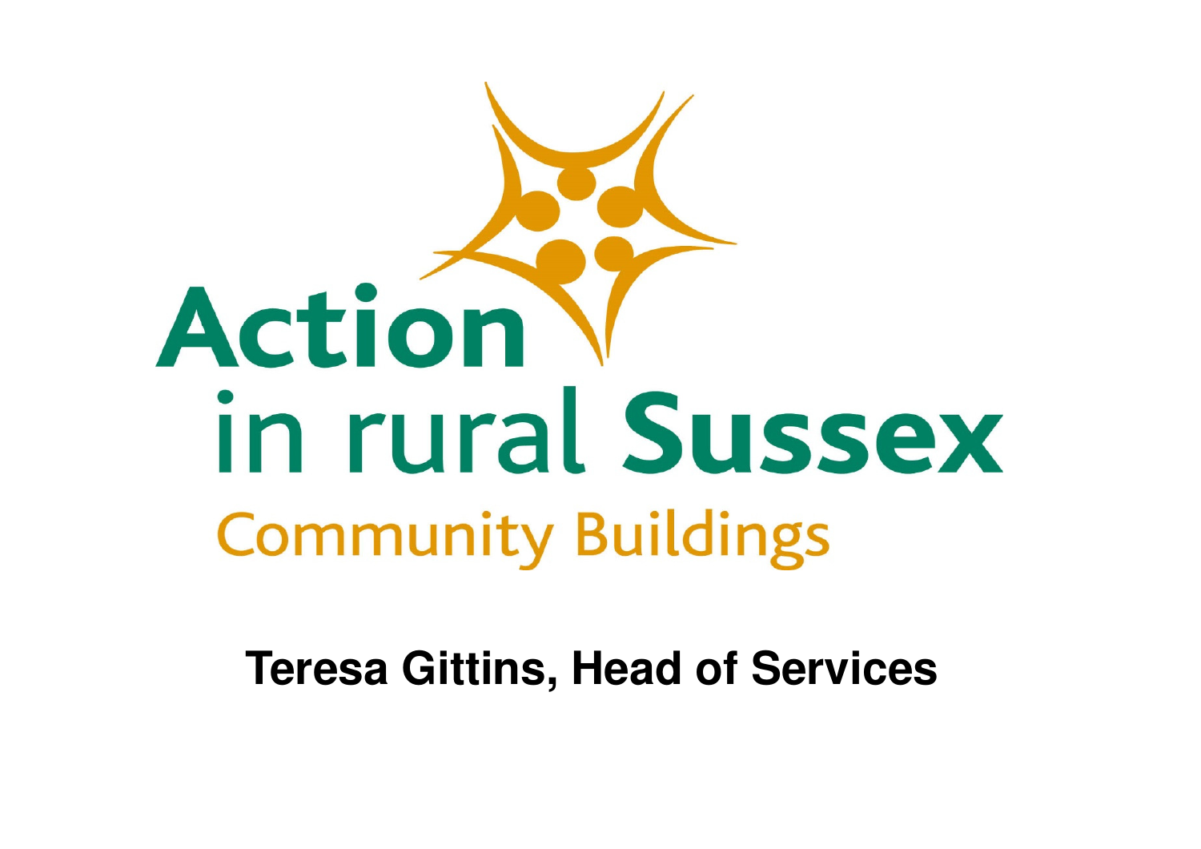# Action in rural Sussex

## Community Buildings

**Teresa Gittins, Head of Services**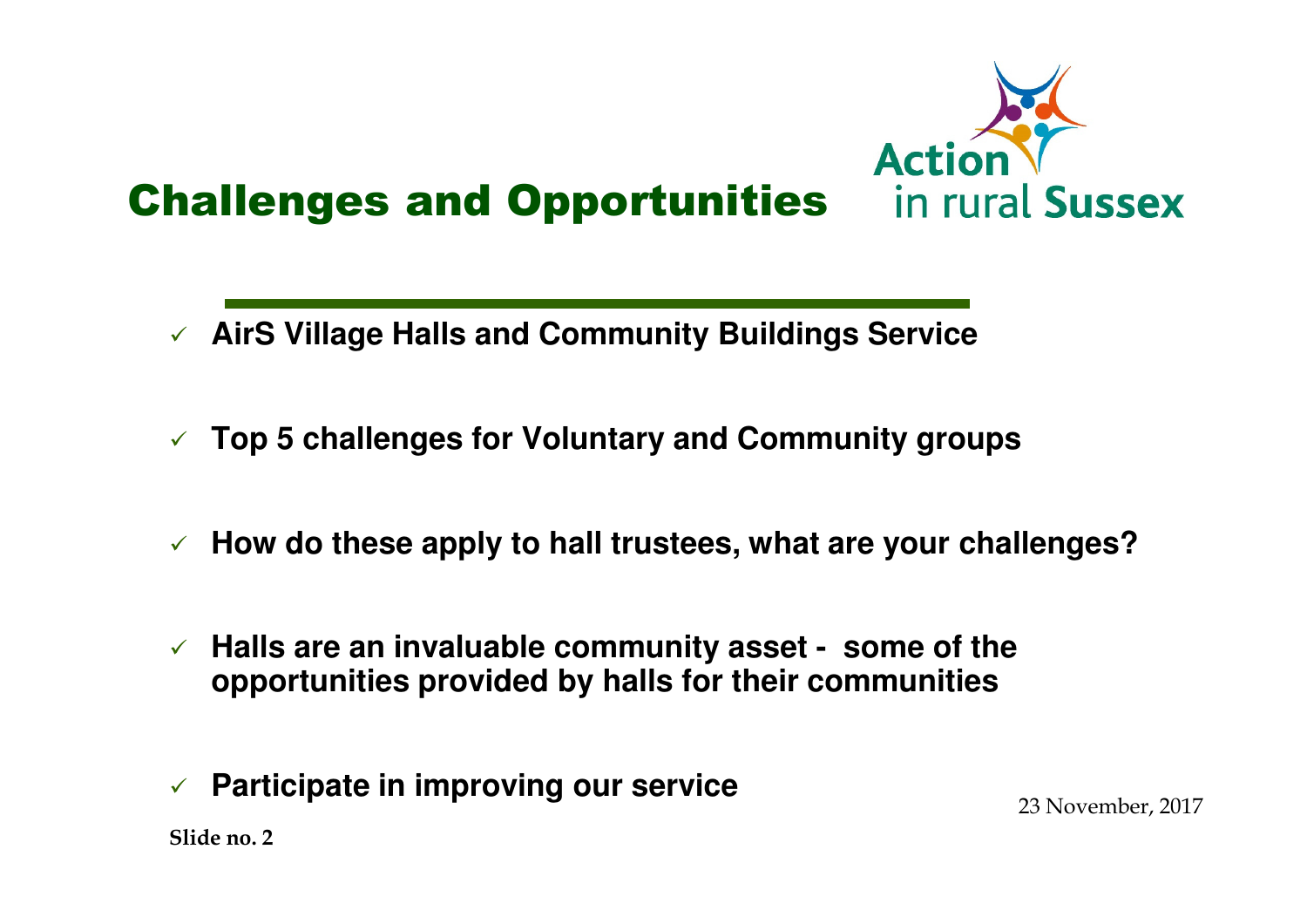# Challenges and Opportunities

Action in rural Sussex

- ✓ **AirS Village Halls and Community Buildings Service**
- ✓ **Top 5 challenges for Voluntary and Community groups**
- ✓ **How do these apply to hall trustees, what are your challenges?**
- ✓ **Halls are an invaluable community asset - some of the opportunities provided by halls for their communities**
- ✓ **Participate in improving our service**

23 November, 2017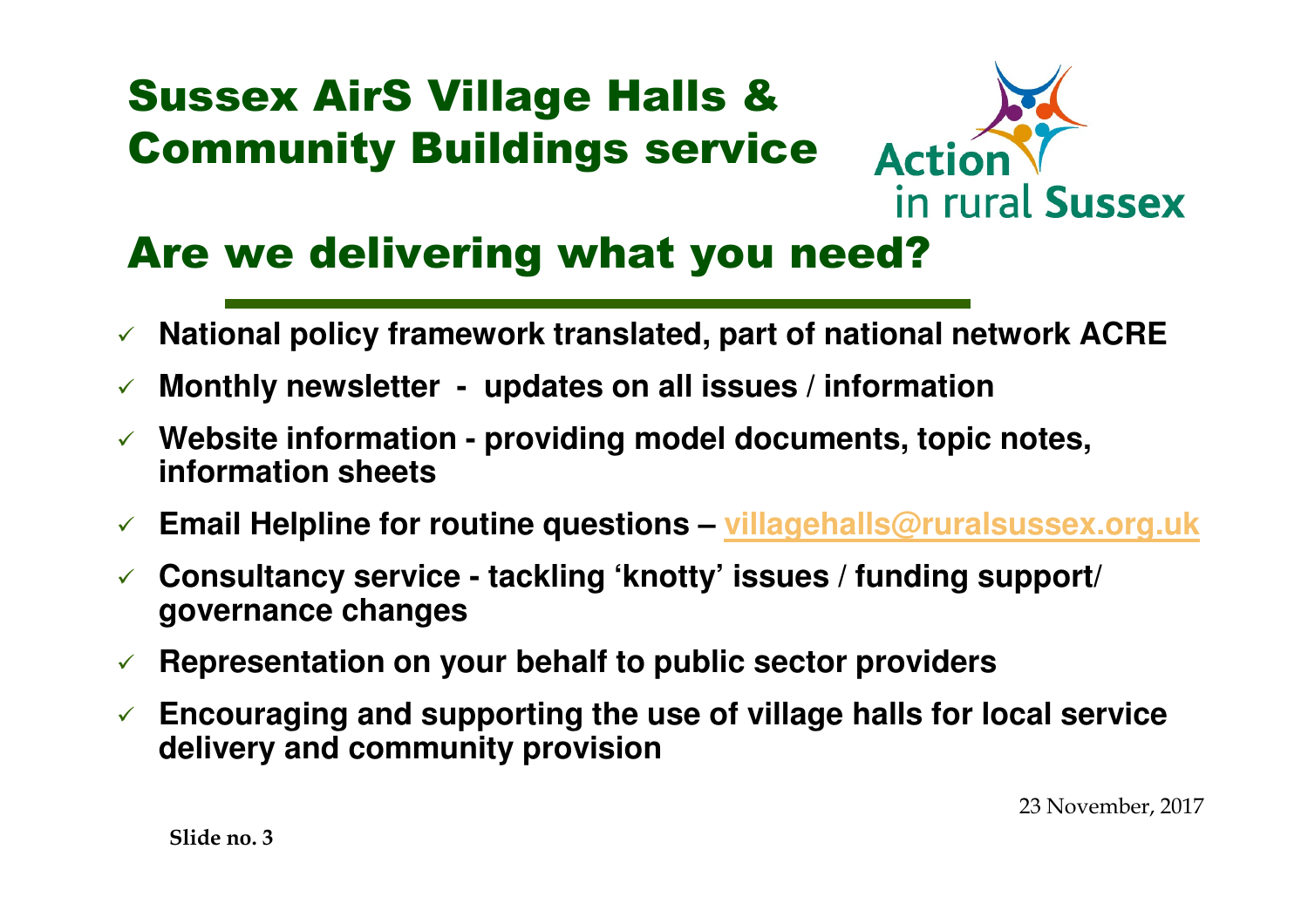# Sussex AirS Village Halls & Community Buildings service

Action in rural Sussex

## Are we delivering what you need?

- ✓ **National policy framework translated, part of national network ACRE**
- ✓ **Monthly newsletter - updates on all issues / information**
- ✓ **Website information - providing model documents, topic notes, information sheets**
- ✓ **Email Helpline for routine questions – villagehalls@ruralsussex.org.uk**
- ✓ **Consultancy service - tackling 'knotty' issues / funding support/ governance changes**
- ✓ **Representation on your behalf to public sector providers**
- ✓ **Encouraging and supporting the use of village halls for local service delivery and community provision**

23 November, 2017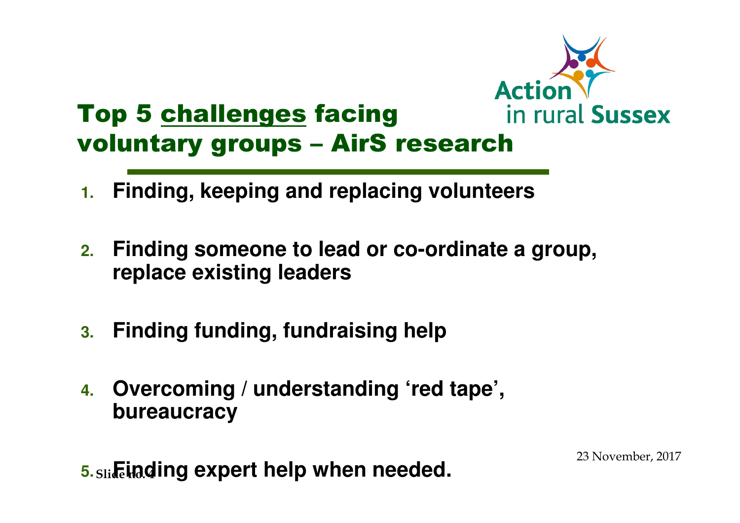# Top 5 challenges facing voluntary groups – AirS research

1. **Finding, keeping and replacing volunteers**
2. **Finding someone to lead or co-ordinate a group, replace existing leaders**
3. **Finding funding, fundraising help**
4. **Overcoming / understanding 'red tape', bureaucracy**
5. **Finding expert help when needed.**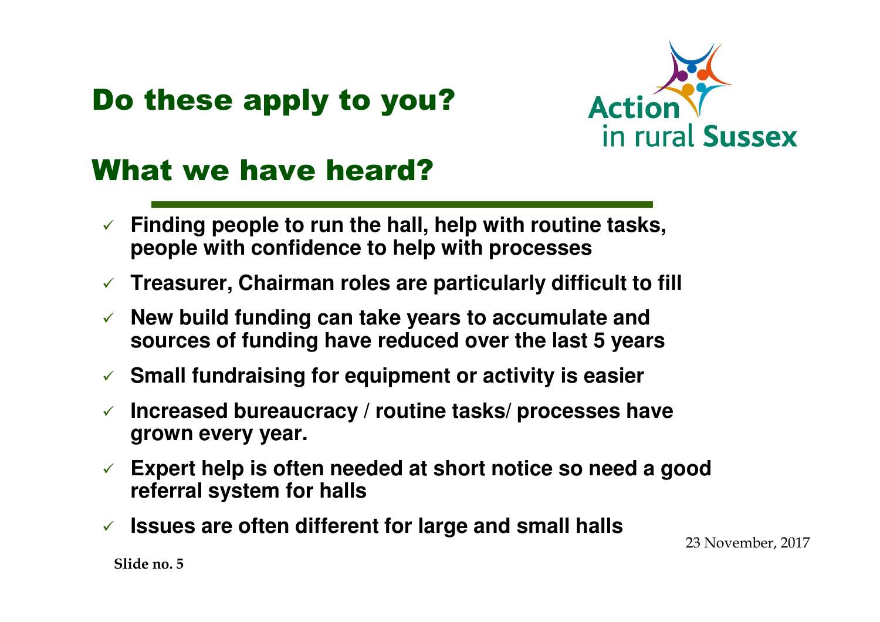# Do these apply to you?

Action in rural Sussex

# What we have heard?

- ✓ **Finding people to run the hall, help with routine tasks, people with confidence to help with processes**
- ✓ **Treasurer, Chairman roles are particularly difficult to fill**
- ✓ **New build funding can take years to accumulate and sources of funding have reduced over the last 5 years**
- ✓ **Small fundraising for equipment or activity is easier**
- ✓ **Increased bureaucracy / routine tasks/ processes have grown every year.**
- ✓ **Expert help is often needed at short notice so need a good referral system for halls**
- ✓ **Issues are often different for large and small halls**

23 November, 2017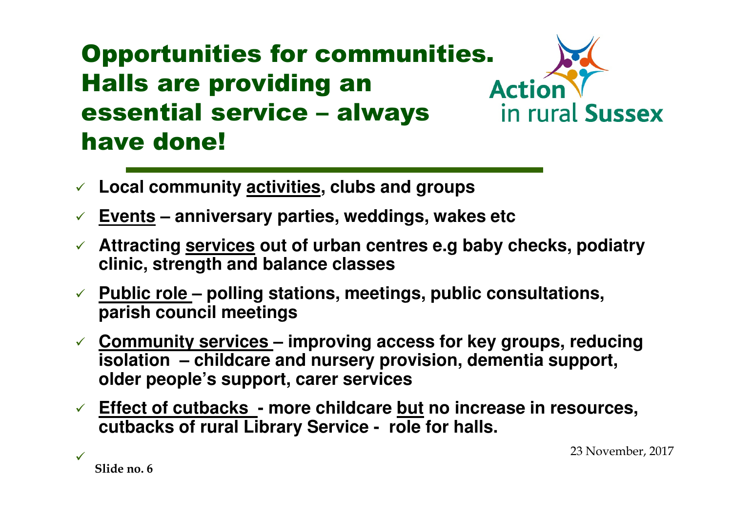# Opportunities for communities. Halls are providing an essential service – always have done!

Action in rural Sussex

- **Local community <u>activities</u>, clubs and groups**
- **<u>Events</u> – anniversary parties, weddings, wakes etc**
- **Attracting <u>services</u> out of urban centres e.g baby checks, podiatry clinic, strength and balance classes**
- **<u>Public role</u> – polling stations, meetings, public consultations, parish council meetings**
- **<u>Community services</u> – improving access for key groups, reducing isolation – childcare and nursery provision, dementia support, older people's support, carer services**
- **<u>Effect of cutbacks</u> - more childcare <u>but</u> no increase in resources, cutbacks of rural Library Service - role for halls.**

23 November, 2017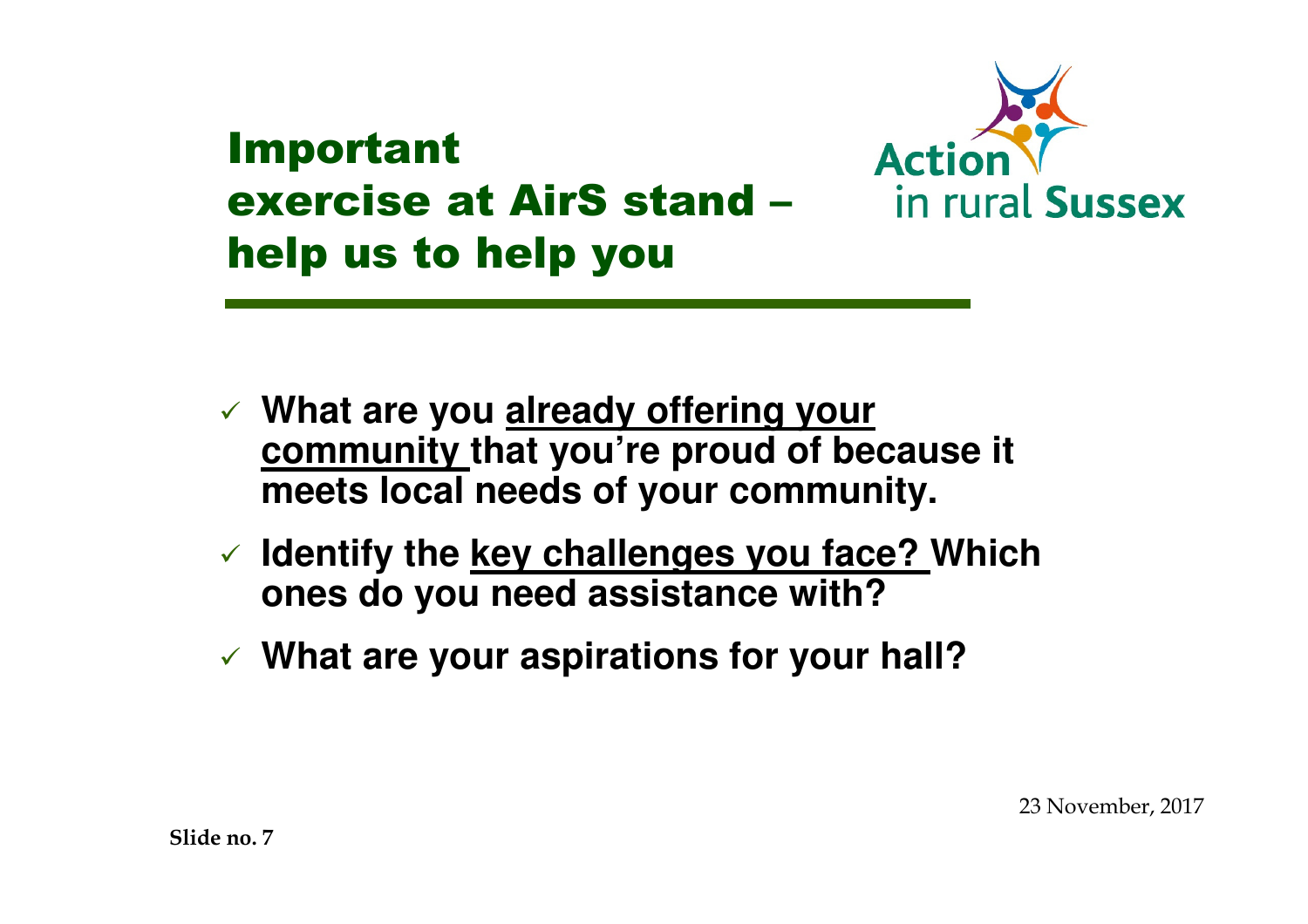# Important exercise at AirS stand – help us to help you

Action in rural Sussex

- ✓ **What are you already offering your community that you're proud of because it meets local needs of your community.**
- ✓ **Identify the key challenges you face? Which ones do you need assistance with?**
- ✓ **What are your aspirations for your hall?**

23 November, 2017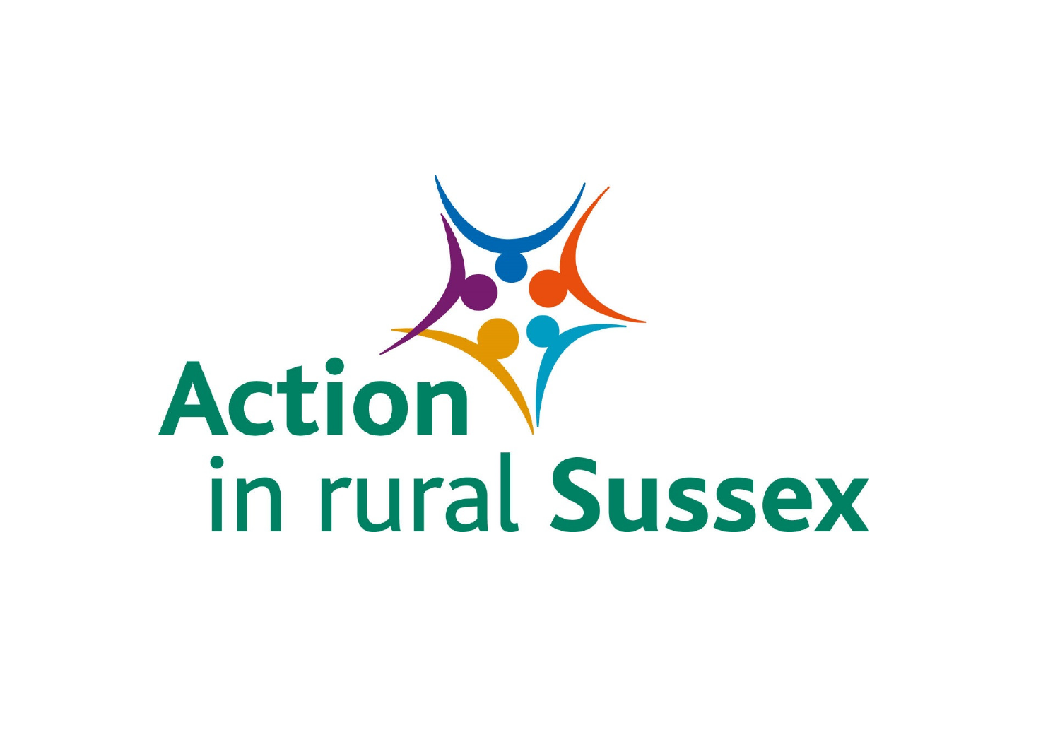Action
in rural Sussex